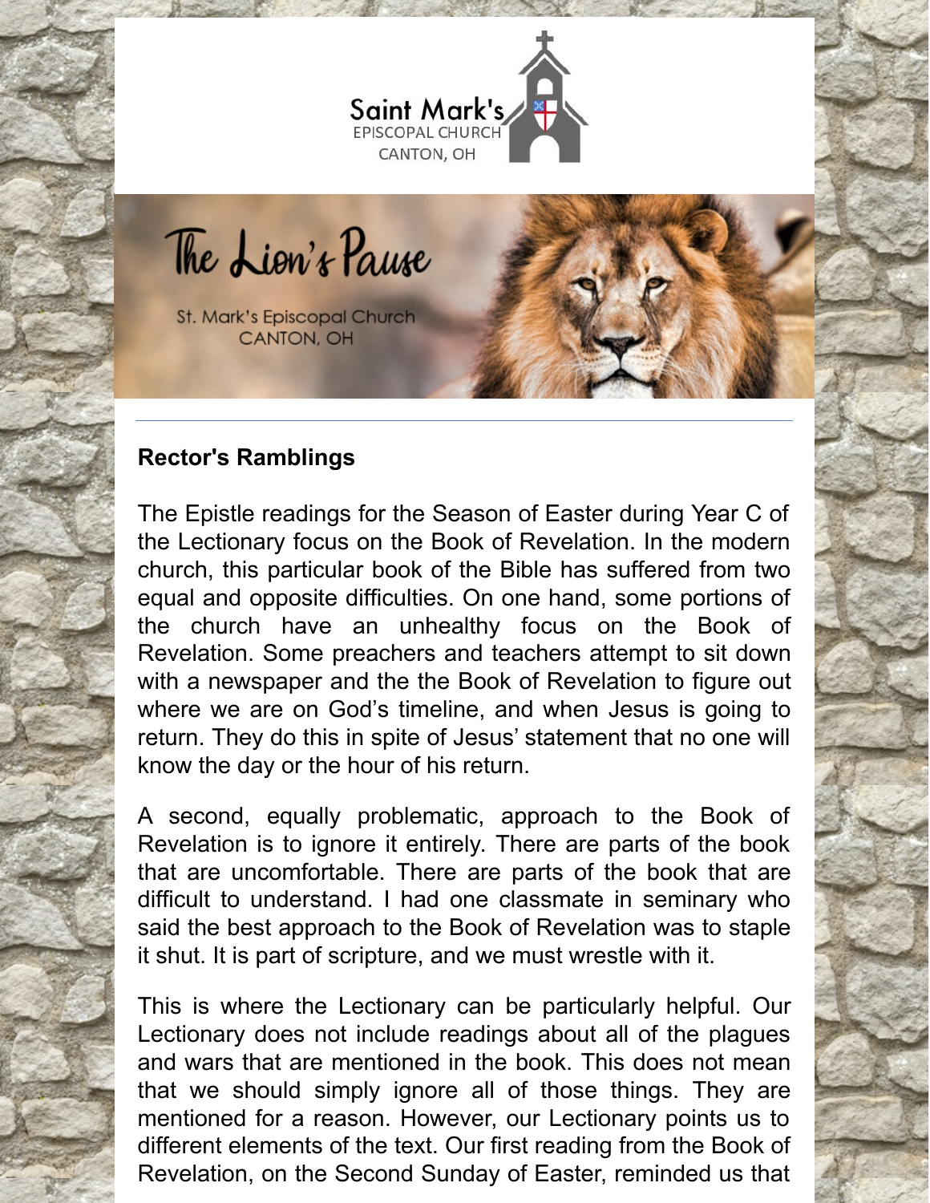Saint Mark's EPISCOPAL CHURCH CANTON, OH

# The Lion's Pause

St. Mark's Episcopal Church CANTON, OH

---

## Rector's Ramblings

The Epistle readings for the Season of Easter during Year C of the Lectionary focus on the Book of Revelation. In the modern church, this particular book of the Bible has suffered from two equal and opposite difficulties. On one hand, some portions of the church have an unhealthy focus on the Book of Revelation. Some preachers and teachers attempt to sit down with a newspaper and the the Book of Revelation to figure out where we are on God's timeline, and when Jesus is going to return. They do this in spite of Jesus' statement that no one will know the day or the hour of his return.

A second, equally problematic, approach to the Book of Revelation is to ignore it entirely. There are parts of the book that are uncomfortable. There are parts of the book that are difficult to understand. I had one classmate in seminary who said the best approach to the Book of Revelation was to staple it shut. It is part of scripture, and we must wrestle with it.

This is where the Lectionary can be particularly helpful. Our Lectionary does not include readings about all of the plagues and wars that are mentioned in the book. This does not mean that we should simply ignore all of those things. They are mentioned for a reason. However, our Lectionary points us to different elements of the text. Our first reading from the Book of Revelation, on the Second Sunday of Easter, reminded us that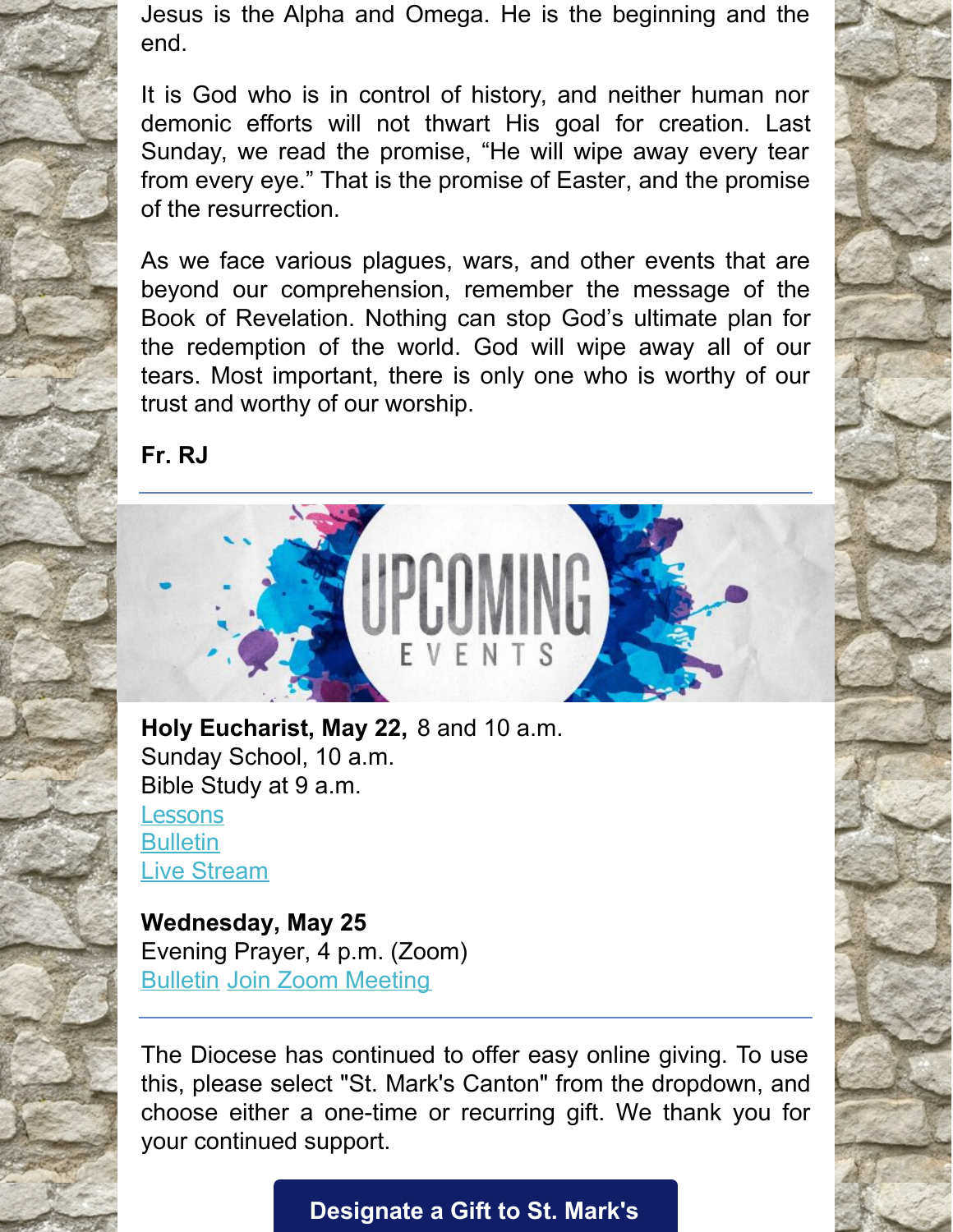Jesus is the Alpha and Omega. He is the beginning and the end.

It is God who is in control of history, and neither human nor demonic efforts will not thwart His goal for creation. Last Sunday, we read the promise, “He will wipe away every tear from every eye.” That is the promise of Easter, and the promise of the resurrection.

As we face various plagues, wars, and other events that are beyond our comprehension, remember the message of the Book of Revelation. Nothing can stop God’s ultimate plan for the redemption of the world. God will wipe away all of our tears. Most important, there is only one who is worthy of our trust and worthy of our worship.

**Fr. RJ**

---

UPCOMING EVENTS

**Holy Eucharist, May 22,** 8 and 10 a.m.
Sunday School, 10 a.m.
Bible Study at 9 a.m.
Lessons
Bulletin
Live Stream

**Wednesday, May 25**
Evening Prayer, 4 p.m. (Zoom)
Bulletin Join Zoom Meeting

---

The Diocese has continued to offer easy online giving. To use this, please select "St. Mark's Canton" from the dropdown, and choose either a one-time or recurring gift. We thank you for your continued support.

**Designate a Gift to St. Mark's**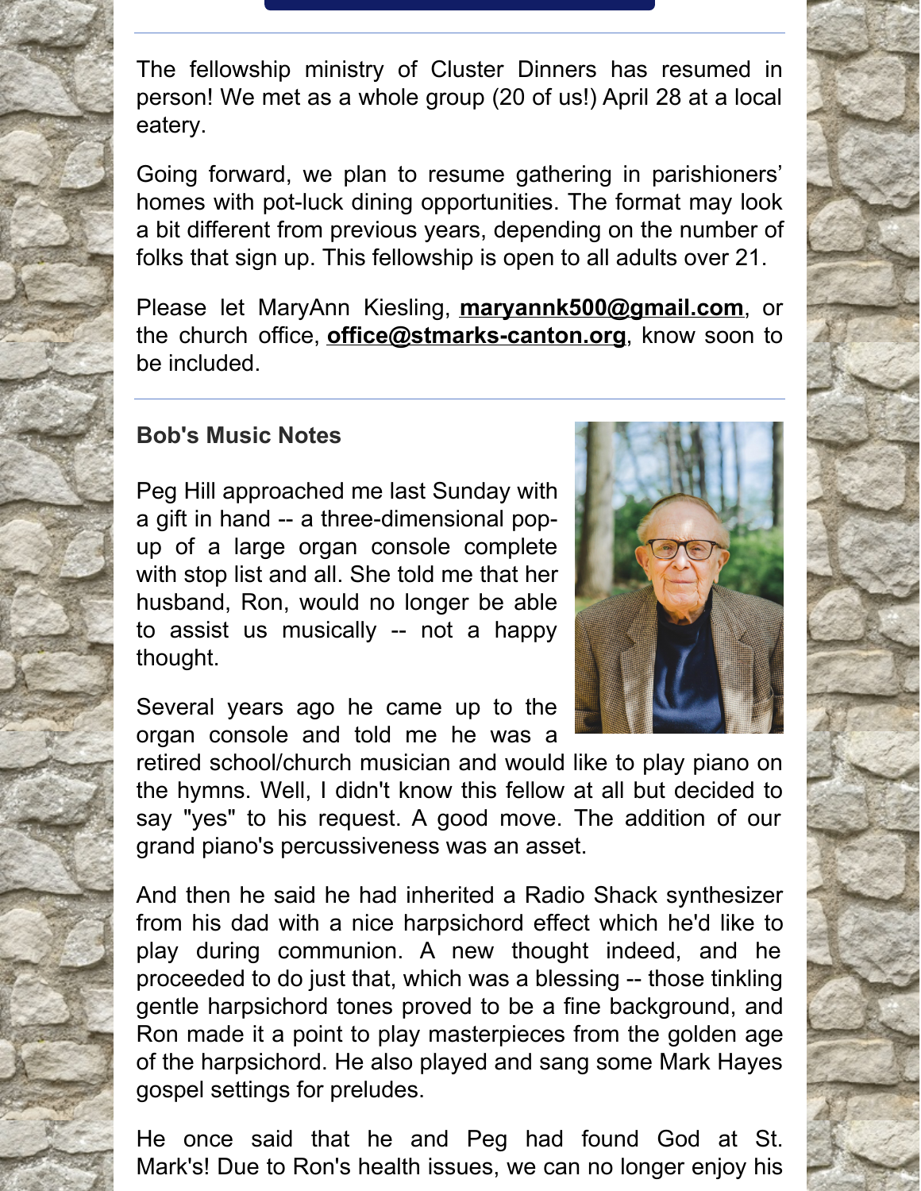The fellowship ministry of Cluster Dinners has resumed in person! We met as a whole group (20 of us!) April 28 at a local eatery.

Going forward, we plan to resume gathering in parishioners' homes with pot-luck dining opportunities. The format may look a bit different from previous years, depending on the number of folks that sign up. This fellowship is open to all adults over 21.

Please let MaryAnn Kiesling, **maryannk500@gmail.com**, or the church office, **office@stmarks-canton.org**, know soon to be included.

---

**Bob's Music Notes**

Peg Hill approached me last Sunday with a gift in hand -- a three-dimensional pop-up of a large organ console complete with stop list and all. She told me that her husband, Ron, would no longer be able to assist us musically -- not a happy thought.

Several years ago he came up to the organ console and told me he was a retired school/church musician and would like to play piano on the hymns. Well, I didn't know this fellow at all but decided to say "yes" to his request. A good move. The addition of our grand piano's percussiveness was an asset.

And then he said he had inherited a Radio Shack synthesizer from his dad with a nice harpsichord effect which he'd like to play during communion. A new thought indeed, and he proceeded to do just that, which was a blessing -- those tinkling gentle harpsichord tones proved to be a fine background, and Ron made it a point to play masterpieces from the golden age of the harpsichord. He also played and sang some Mark Hayes gospel settings for preludes.

He once said that he and Peg had found God at St. Mark's! Due to Ron's health issues, we can no longer enjoy his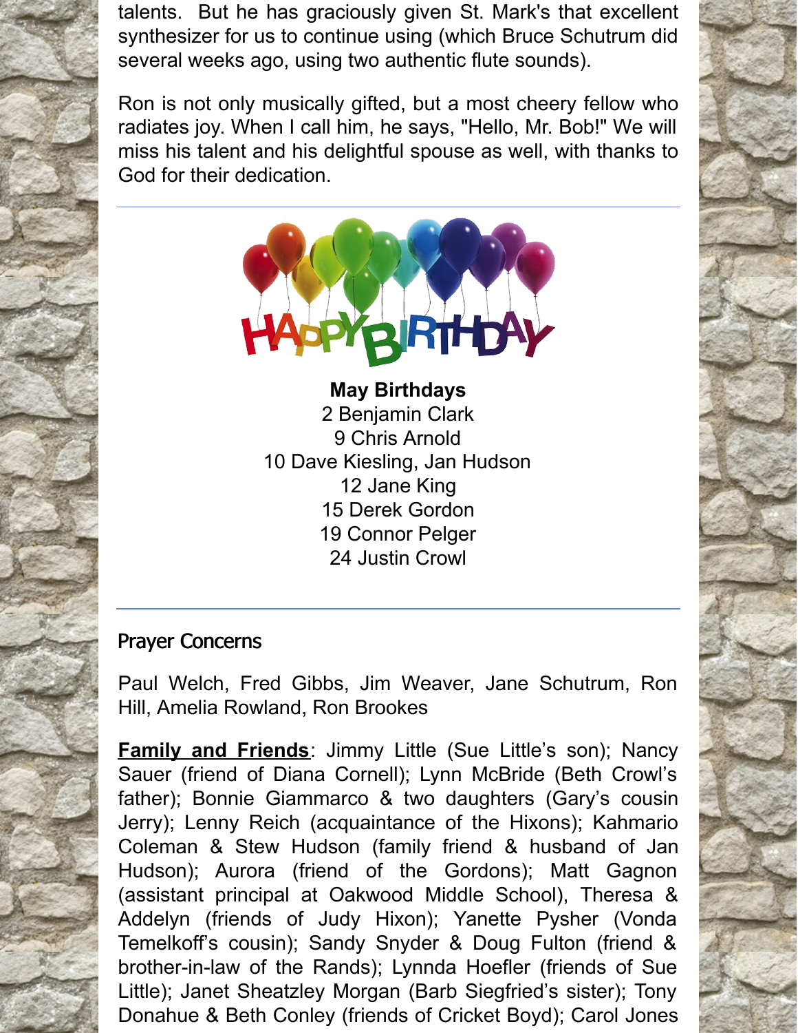talents. But he has graciously given St. Mark's that excellent synthesizer for us to continue using (which Bruce Schutrum did several weeks ago, using two authentic flute sounds).

Ron is not only musically gifted, but a most cheery fellow who radiates joy. When I call him, he says, "Hello, Mr. Bob!" We will miss his talent and his delightful spouse as well, with thanks to God for their dedication.

---

**May Birthdays**

2 Benjamin Clark
9 Chris Arnold
10 Dave Kiesling, Jan Hudson
12 Jane King
15 Derek Gordon
19 Connor Pelger
24 Justin Crowl

---

## Prayer Concerns

Paul Welch, Fred Gibbs, Jim Weaver, Jane Schutrum, Ron Hill, Amelia Rowland, Ron Brookes

**Family and Friends**: Jimmy Little (Sue Little's son); Nancy Sauer (friend of Diana Cornell); Lynn McBride (Beth Crowl's father); Bonnie Giammarco & two daughters (Gary's cousin Jerry); Lenny Reich (acquaintance of the Hixons); Kahmario Coleman & Stew Hudson (family friend & husband of Jan Hudson); Aurora (friend of the Gordons); Matt Gagnon (assistant principal at Oakwood Middle School), Theresa & Addelyn (friends of Judy Hixon); Yanette Pysher (Vonda Temelkoff's cousin); Sandy Snyder & Doug Fulton (friend & brother-in-law of the Rands); Lynnda Hoefler (friends of Sue Little); Janet Sheatzley Morgan (Barb Siegfried's sister); Tony Donahue & Beth Conley (friends of Cricket Boyd); Carol Jones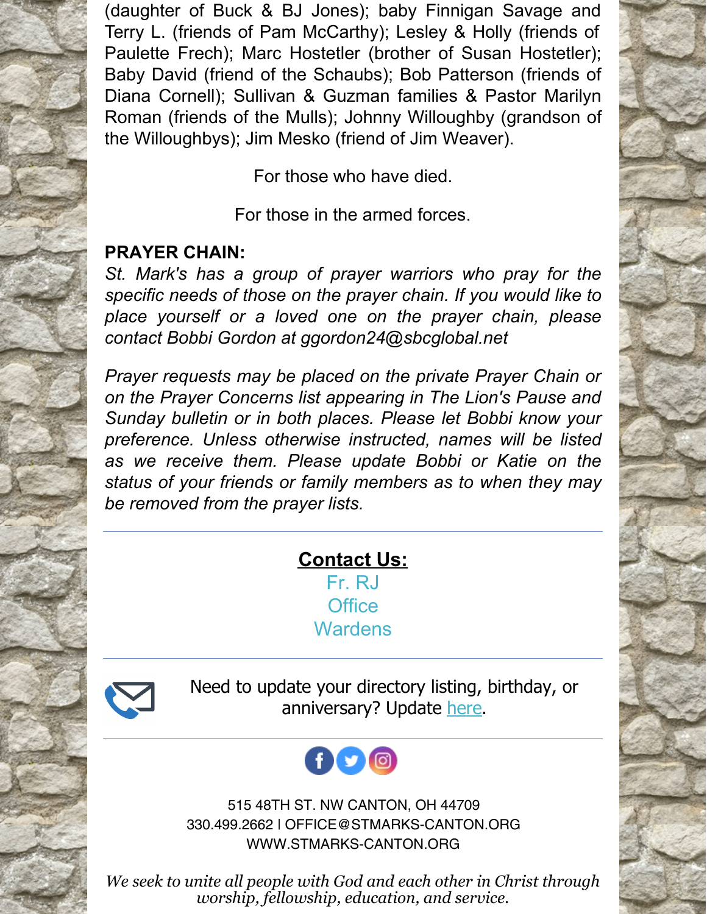(daughter of Buck & BJ Jones); baby Finnigan Savage and Terry L. (friends of Pam McCarthy); Lesley & Holly (friends of Paulette Frech); Marc Hostetler (brother of Susan Hostetler); Baby David (friend of the Schaubs); Bob Patterson (friends of Diana Cornell); Sullivan & Guzman families & Pastor Marilyn Roman (friends of the Mulls); Johnny Willoughby (grandson of the Willoughbys); Jim Mesko (friend of Jim Weaver).

For those who have died.

For those in the armed forces.

**PRAYER CHAIN:**

*St. Mark's has a group of prayer warriors who pray for the specific needs of those on the prayer chain. If you would like to place yourself or a loved one on the prayer chain, please contact Bobbi Gordon at ggordon24@sbcglobal.net*

*Prayer requests may be placed on the private Prayer Chain or on the Prayer Concerns list appearing in The Lion's Pause and Sunday bulletin or in both places. Please let Bobbi know your preference. Unless otherwise instructed, names will be listed as we receive them. Please update Bobbi or Katie on the status of your friends or family members as to when they may be removed from the prayer lists.*

---

**Contact Us:**

Fr. RJ
Office
Wardens

---

Need to update your directory listing, birthday, or anniversary? Update here.

---

515 48TH ST. NW CANTON, OH 44709
330.499.2662 | OFFICE@STMARKS-CANTON.ORG
WWW.STMARKS-CANTON.ORG

*We seek to unite all people with God and each other in Christ through worship, fellowship, education, and service.*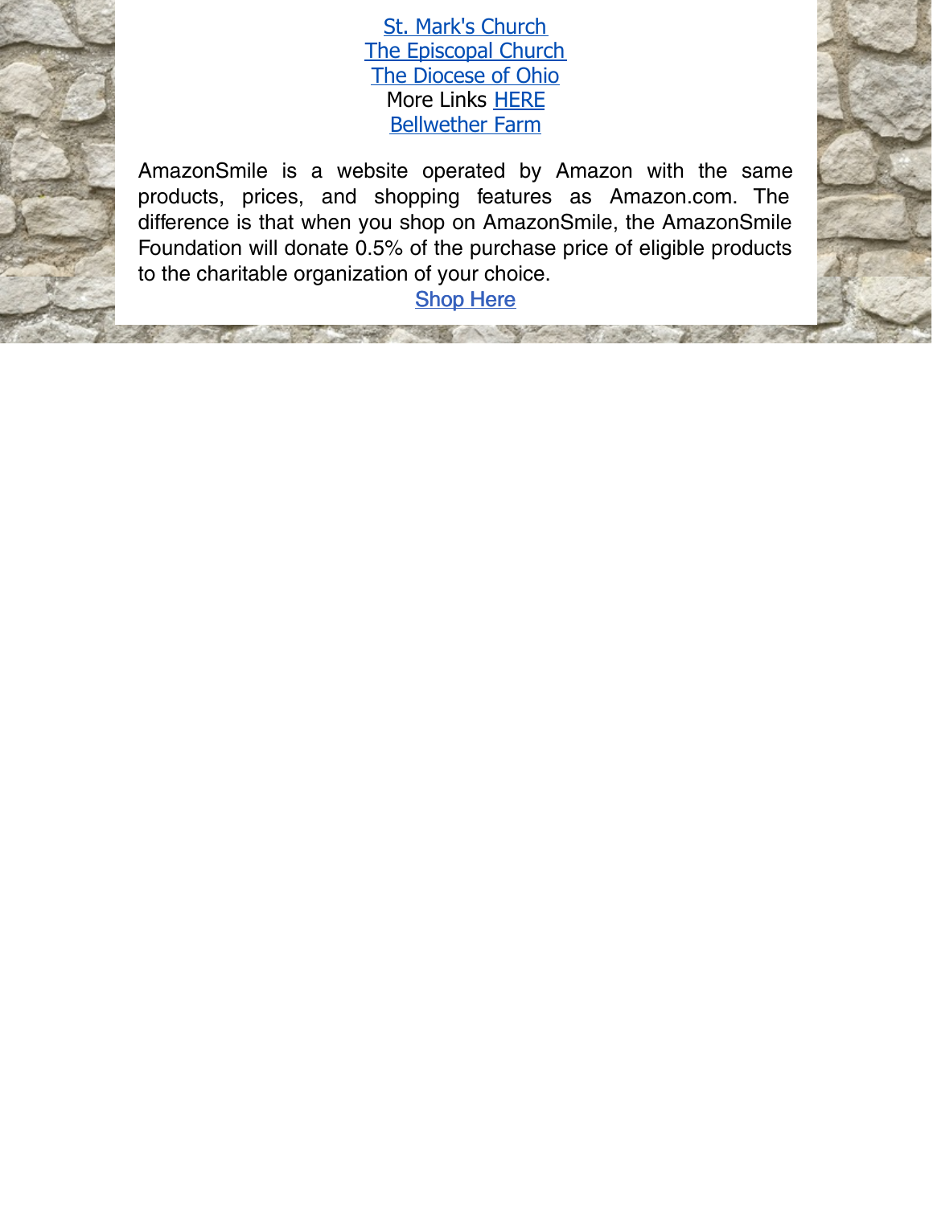St. Mark's Church
The Episcopal Church
The Diocese of Ohio
More Links HERE
Bellwether Farm

AmazonSmile is a website operated by Amazon with the same products, prices, and shopping features as Amazon.com. The difference is that when you shop on AmazonSmile, the AmazonSmile Foundation will donate 0.5% of the purchase price of eligible products to the charitable organization of your choice.

Shop Here